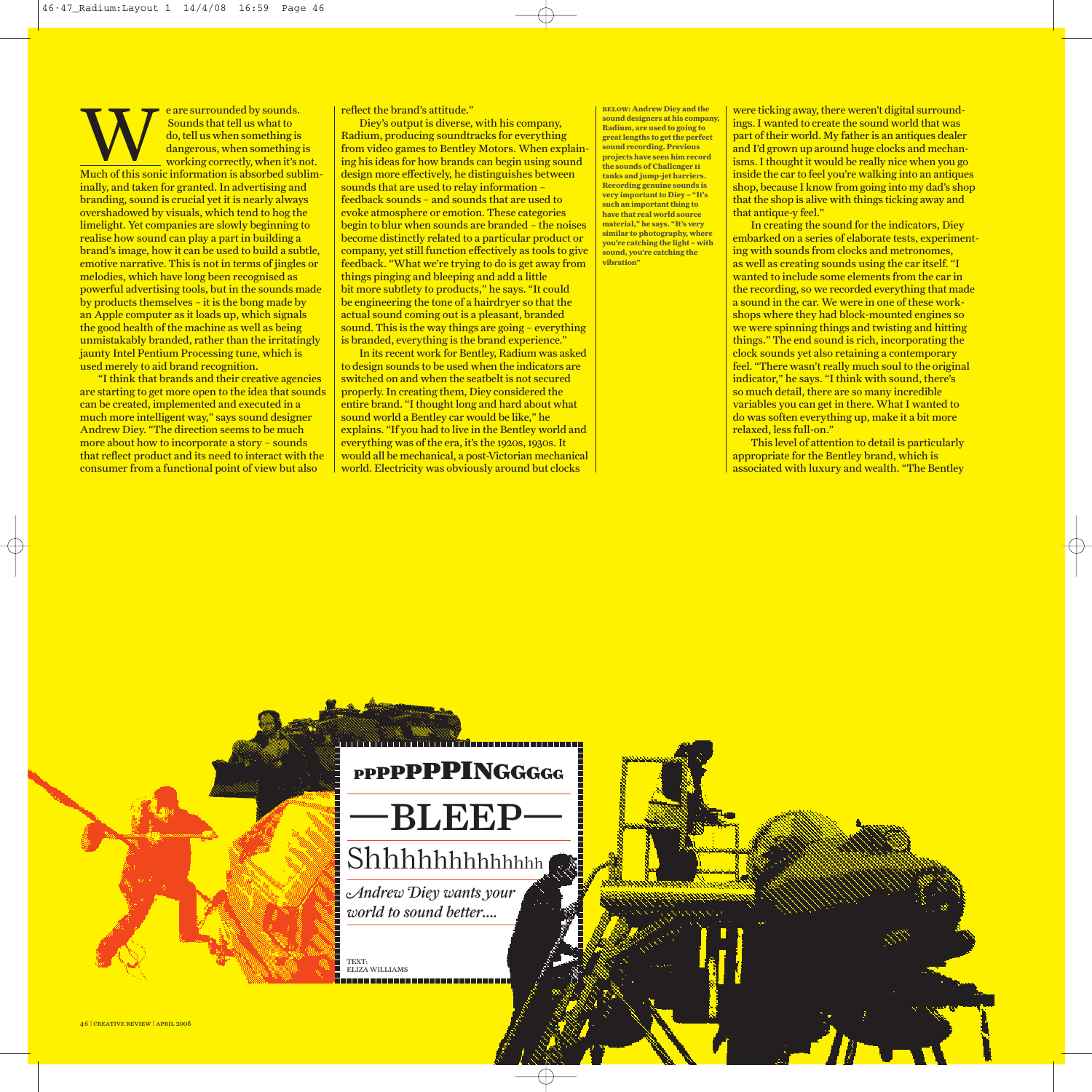# PPPPPPPINGGGGG

# —BLEEP—

# Shhhhhhhhhhhh

*Andrew Diey wants your world to sound better....*

TEXT:
ELIZA WILLIAMS

We are surrounded by sounds. Sounds that tell us what to do, tell us when something is dangerous, when something is working correctly, when it's not. Much of this sonic information is absorbed subliminally, and taken for granted. In advertising and branding, sound is crucial yet it is nearly always overshadowed by visuals, which tend to hog the limelight. Yet companies are slowly beginning to realise how sound can play a part in building a brand's image, how it can be used to build a subtle, emotive narrative. This is not in terms of jingles or melodies, which have long been recognised as powerful advertising tools, but in the sounds made by products themselves – it is the bong made by an Apple computer as it loads up, which signals the good health of the machine as well as being unmistakably branded, rather than the irritatingly jaunty Intel Pentium Processing tune, which is used merely to aid brand recognition.

"I think that brands and their creative agencies are starting to get more open to the idea that sounds can be created, implemented and executed in a much more intelligent way," says sound designer Andrew Diey. "The direction seems to be much more about how to incorporate a story – sounds that reflect product and its need to interact with the consumer from a functional point of view but also reflect the brand's attitude."

Diey's output is diverse, with his company, Radium, producing soundtracks for everything from video games to Bentley Motors. When explaining his ideas for how brands can begin using sound design more effectively, he distinguishes between sounds that are used to relay information – feedback sounds – and sounds that are used to evoke atmosphere or emotion. These categories begin to blur when sounds are branded – the noises become distinctly related to a particular product or company, yet still function effectively as tools to give feedback. "What we're trying to do is get away from things pinging and bleeping and add a little bit more subtlety to products," he says. "It could be engineering the tone of a hairdryer so that the actual sound coming out is a pleasant, branded sound. This is the way things are going – everything is branded, everything is the brand experience."

In its recent work for Bentley, Radium was asked to design sounds to be used when the indicators are switched on and when the seatbelt is not secured properly. In creating them, Diey considered the entire brand. "I thought long and hard about what sound world a Bentley car would be like," he explains. "If you had to live in the Bentley world and everything was of the era, it's the 1920s, 1930s. It would all be mechanical, a post-Victorian mechanical world. Electricity was obviously around but clocks were ticking away, there weren't digital surroundings. I wanted to create the sound world that was part of their world. My father is an antiques dealer and I'd grown up around huge clocks and mechanisms. I thought it would be really nice when you go inside the car to feel you're walking into an antiques shop, because I know from going into my dad's shop that the shop is alive with things ticking away and that antique-y feel."

In creating the sound for the indicators, Diey embarked on a series of elaborate tests, experimenting with sounds from clocks and metronomes, as well as creating sounds using the car itself. "I wanted to include some elements from the car in the recording, so we recorded everything that made a sound in the car. We were in one of these workshops where they had block-mounted engines so we were spinning things and twisting and hitting things." The end sound is rich, incorporating the clock sounds yet also retaining a contemporary feel. "There wasn't really much soul to the original indicator," he says. "I think with sound, there's so much detail, there are so many incredible variables you can get in there. What I wanted to do was soften everything up, make it a bit more relaxed, less full-on."

This level of attention to detail is particularly appropriate for the Bentley brand, which is associated with luxury and wealth. "The Bentley

**BELOW: Andrew Diey and the sound designers at his company, Radium, are used to going to great lengths to get the perfect sound recording. Previous projects have seen him record the sounds of Challenger II tanks and jump-jet harriers. Recording genuine sounds is very important to Diey – "It's such an important thing to have that real world source material," he says. "It's very similar to photography, where you're catching the light – with sound, you're catching the vibration"**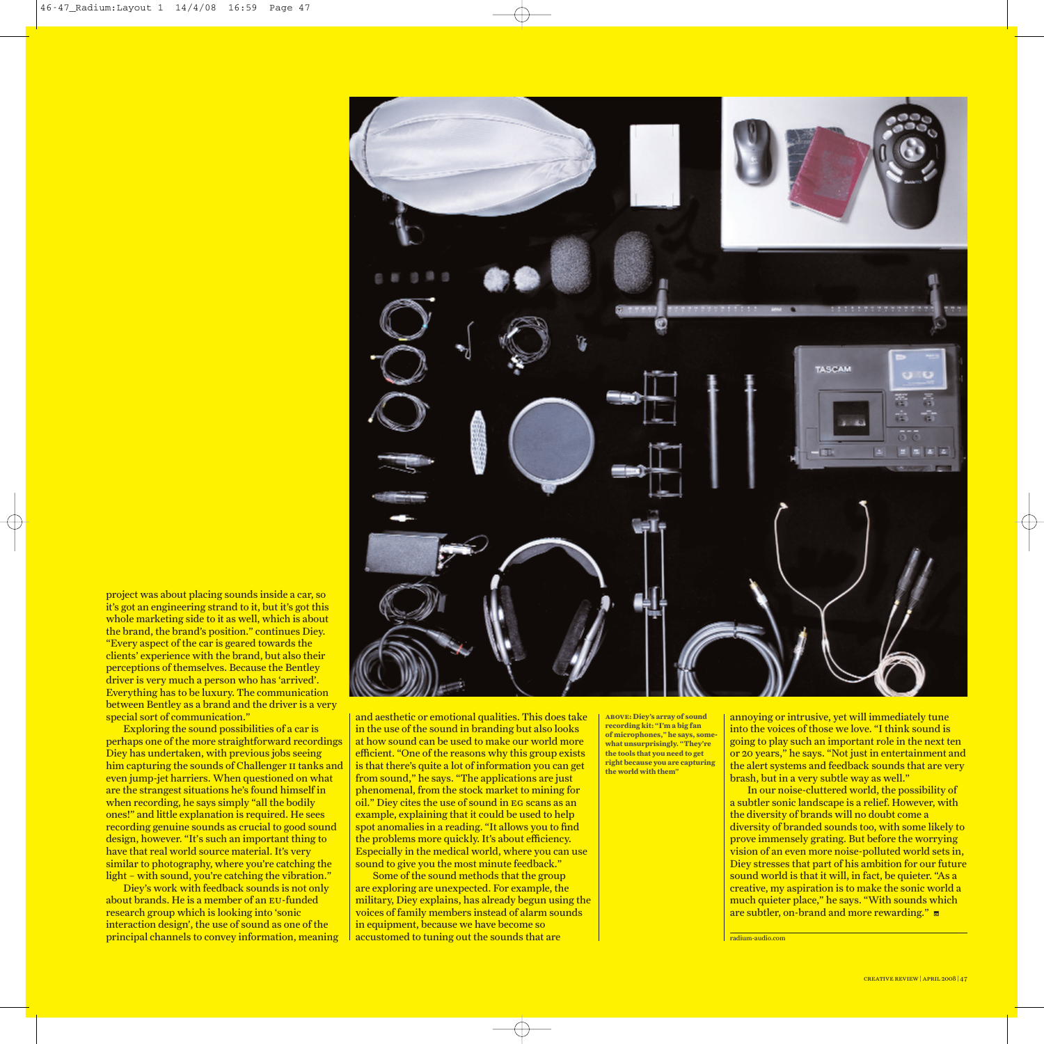project was about placing sounds inside a car, so it's got an engineering strand to it, but it's got this whole marketing side to it as well, which is about the brand, the brand's position." continues Diey. "Every aspect of the car is geared towards the clients' experience with the brand, but also their perceptions of themselves. Because the Bentley driver is very much a person who has 'arrived'. Everything has to be luxury. The communication between Bentley as a brand and the driver is a very special sort of communication."

Exploring the sound possibilities of a car is perhaps one of the more straightforward recordings Diey has undertaken, with previous jobs seeing him capturing the sounds of Challenger II tanks and even jump-jet harriers. When questioned on what are the strangest situations he's found himself in when recording, he says simply "all the bodily ones!" and little explanation is required. He sees recording genuine sounds as crucial to good sound design, however. "It's such an important thing to have that real world source material. It's very similar to photography, where you're catching the light – with sound, you're catching the vibration."

Diey's work with feedback sounds is not only about brands. He is a member of an EU-funded research group which is looking into 'sonic interaction design', the use of sound as one of the principal channels to convey information, meaning and aesthetic or emotional qualities. This does take in the use of the sound in branding but also looks at how sound can be used to make our world more efficient. "One of the reasons why this group exists is that there's quite a lot of information you can get from sound," he says. "The applications are just phenomenal, from the stock market to mining for oil." Diey cites the use of sound in EG scans as an example, explaining that it could be used to help spot anomalies in a reading. "It allows you to find the problems more quickly. It's about efficiency. Especially in the medical world, where you can use sound to give you the most minute feedback."

Some of the sound methods that the group are exploring are unexpected. For example, the military, Diey explains, has already begun using the voices of family members instead of alarm sounds in equipment, because we have become so accustomed to tuning out the sounds that are annoying or intrusive, yet will immediately tune into the voices of those we love. "I think sound is going to play such an important role in the next ten or 20 years," he says. "Not just in entertainment and the alert systems and feedback sounds that are very brash, but in a very subtle way as well."

In our noise-cluttered world, the possibility of a subtler sonic landscape is a relief. However, with the diversity of brands will no doubt come a diversity of branded sounds too, with some likely to prove immensely grating. But before the worrying vision of an even more noise-polluted world sets in, Diey stresses that part of his ambition for our future sound world is that it will, in fact, be quieter. "As a creative, my aspiration is to make the sonic world a much quieter place," he says. "With sounds which are subtler, on-brand and more rewarding."

**ABOVE: Diey's array of sound recording kit: "I'm a big fan of microphones," he says, somewhat unsurprisingly. "They're the tools that you need to get right because you are capturing the world with them"**

radium-audio.com